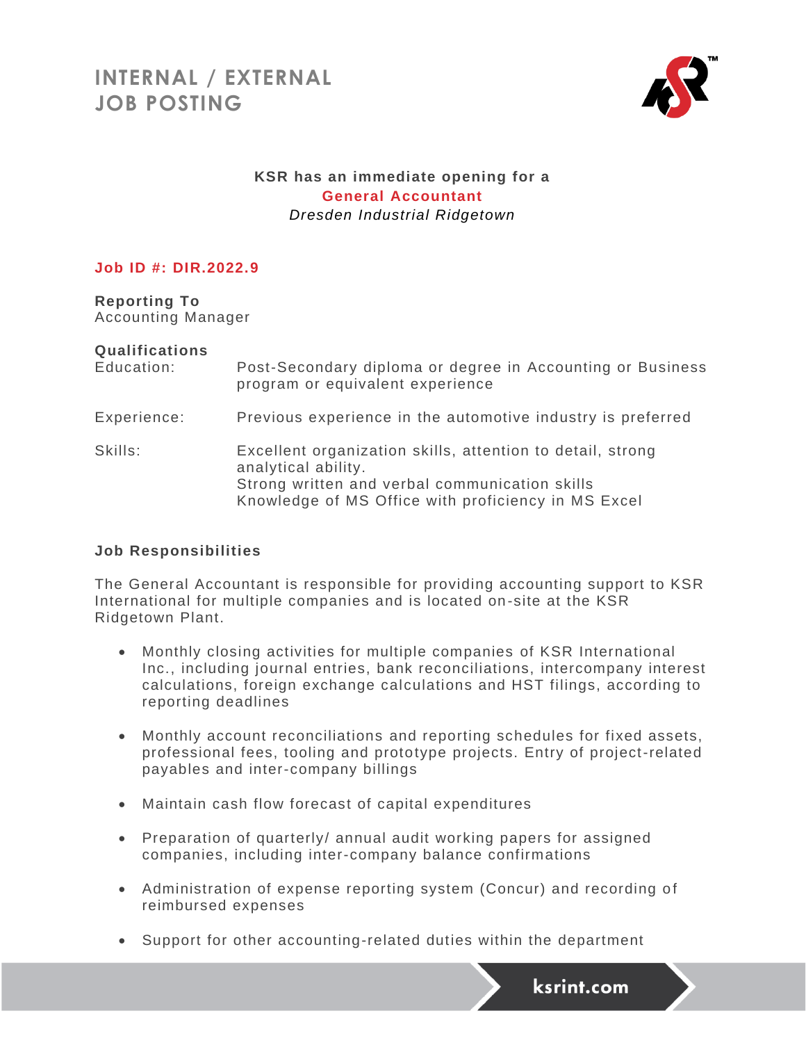# INTERNAL / EXTERNAL JOB POSTING

**KSR has an immediate opening for a**

**General Accountant**

*Dresden Industrial Ridgetown*

**Job ID #: DIR.2022.9**

**Reporting To**
Accounting Manager

**Qualifications**

| | |
|---|---|
| Education: | Post-Secondary diploma or degree in Accounting or Business program or equivalent experience |
| Experience: | Previous experience in the automotive industry is preferred |
| Skills: | Excellent organization skills, attention to detail, strong analytical ability.<br>Strong written and verbal communication skills<br>Knowledge of MS Office with proficiency in MS Excel |

**Job Responsibilities**

The General Accountant is responsible for providing accounting support to KSR International for multiple companies and is located on-site at the KSR Ridgetown Plant.

- Monthly closing activities for multiple companies of KSR International Inc., including journal entries, bank reconciliations, intercompany interest calculations, foreign exchange calculations and HST filings, according to reporting deadlines
- Monthly account reconciliations and reporting schedules for fixed assets, professional fees, tooling and prototype projects. Entry of project-related payables and inter-company billings
- Maintain cash flow forecast of capital expenditures
- Preparation of quarterly/ annual audit working papers for assigned companies, including inter-company balance confirmations
- Administration of expense reporting system (Concur) and recording of reimbursed expenses
- Support for other accounting-related duties within the department

ksrint.com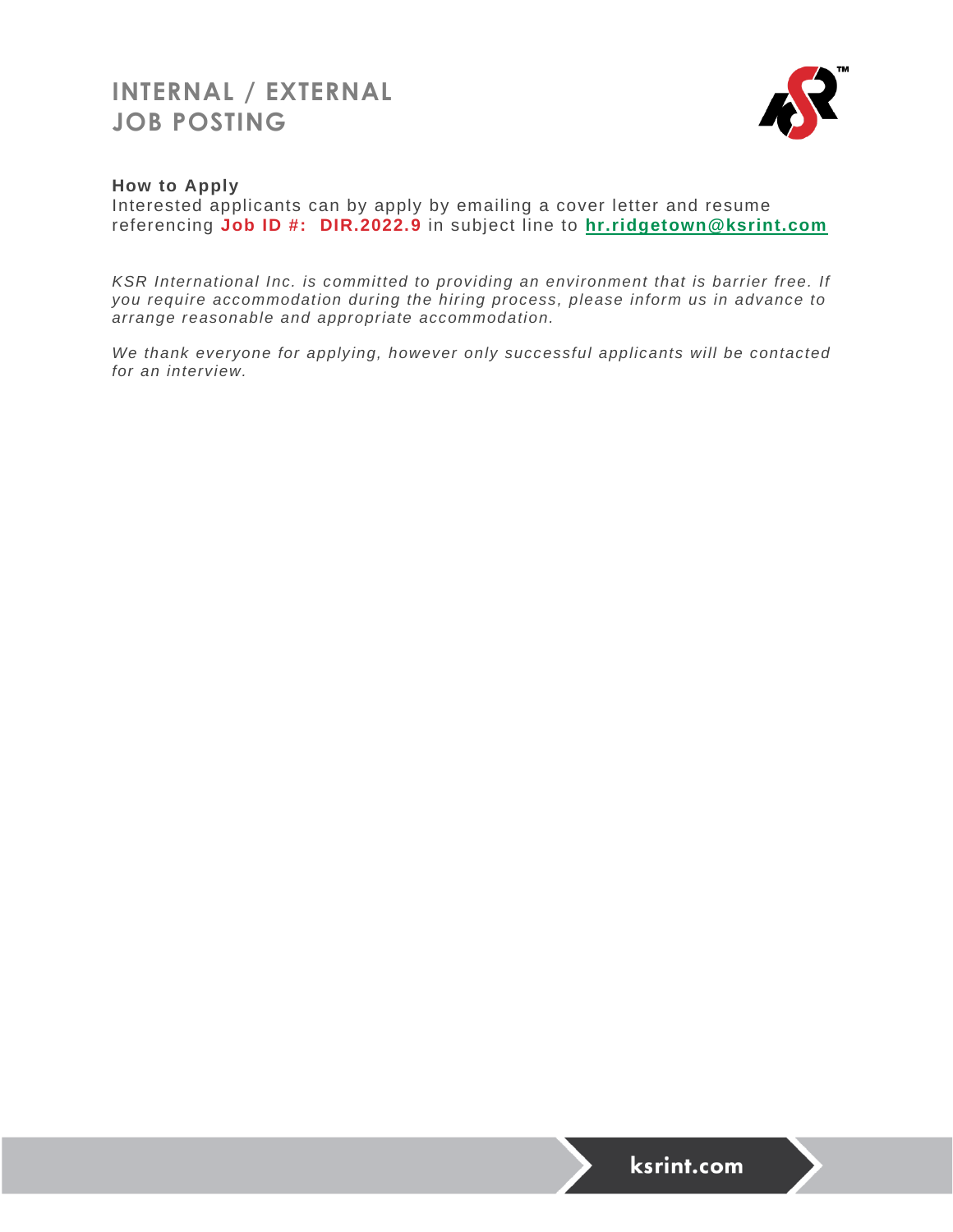# INTERNAL / EXTERNAL JOB POSTING

**How to Apply**
Interested applicants can by apply by emailing a cover letter and resume referencing **Job ID #: DIR.2022.9** in subject line to **hr.ridgetown@ksrint.com**

*KSR International Inc. is committed to providing an environment that is barrier free. If you require accommodation during the hiring process, please inform us in advance to arrange reasonable and appropriate accommodation.*

*We thank everyone for applying, however only successful applicants will be contacted for an interview.*